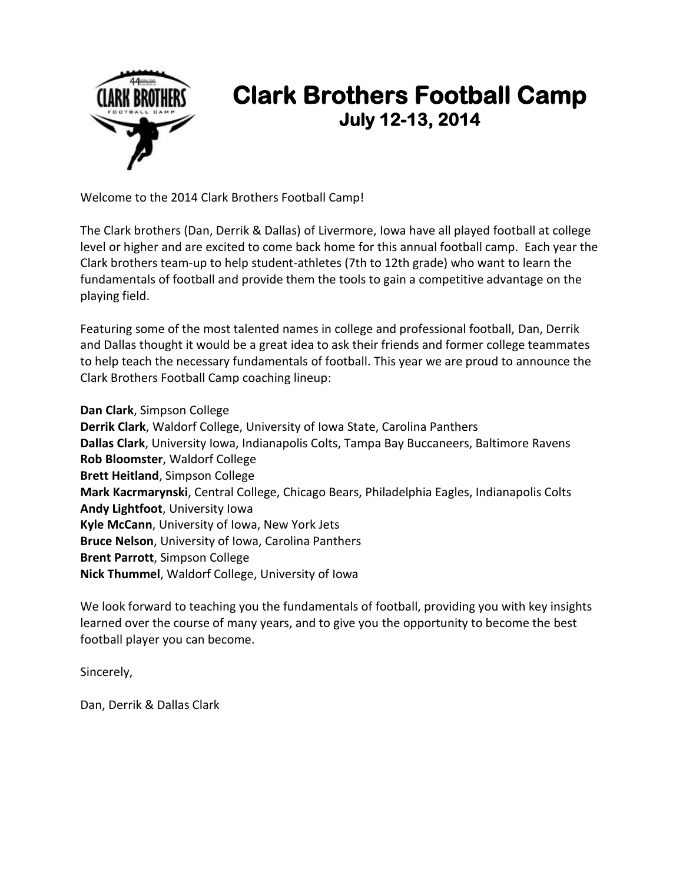# Clark Brothers Football Camp

## July 12-13, 2014

Welcome to the 2014 Clark Brothers Football Camp!

The Clark brothers (Dan, Derrik & Dallas) of Livermore, Iowa have all played football at college level or higher and are excited to come back home for this annual football camp. Each year the Clark brothers team-up to help student-athletes (7th to 12th grade) who want to learn the fundamentals of football and provide them the tools to gain a competitive advantage on the playing field.

Featuring some of the most talented names in college and professional football, Dan, Derrik and Dallas thought it would be a great idea to ask their friends and former college teammates to help teach the necessary fundamentals of football. This year we are proud to announce the Clark Brothers Football Camp coaching lineup:

**Dan Clark**, Simpson College  
**Derrik Clark**, Waldorf College, University of Iowa State, Carolina Panthers  
**Dallas Clark**, University Iowa, Indianapolis Colts, Tampa Bay Buccaneers, Baltimore Ravens  
**Rob Bloomster**, Waldorf College  
**Brett Heitland**, Simpson College  
**Mark Kacrmarynski**, Central College, Chicago Bears, Philadelphia Eagles, Indianapolis Colts  
**Andy Lightfoot**, University Iowa  
**Kyle McCann**, University of Iowa, New York Jets  
**Bruce Nelson**, University of Iowa, Carolina Panthers  
**Brent Parrott**, Simpson College  
**Nick Thummel**, Waldorf College, University of Iowa

We look forward to teaching you the fundamentals of football, providing you with key insights learned over the course of many years, and to give you the opportunity to become the best football player you can become.

Sincerely,

Dan, Derrik & Dallas Clark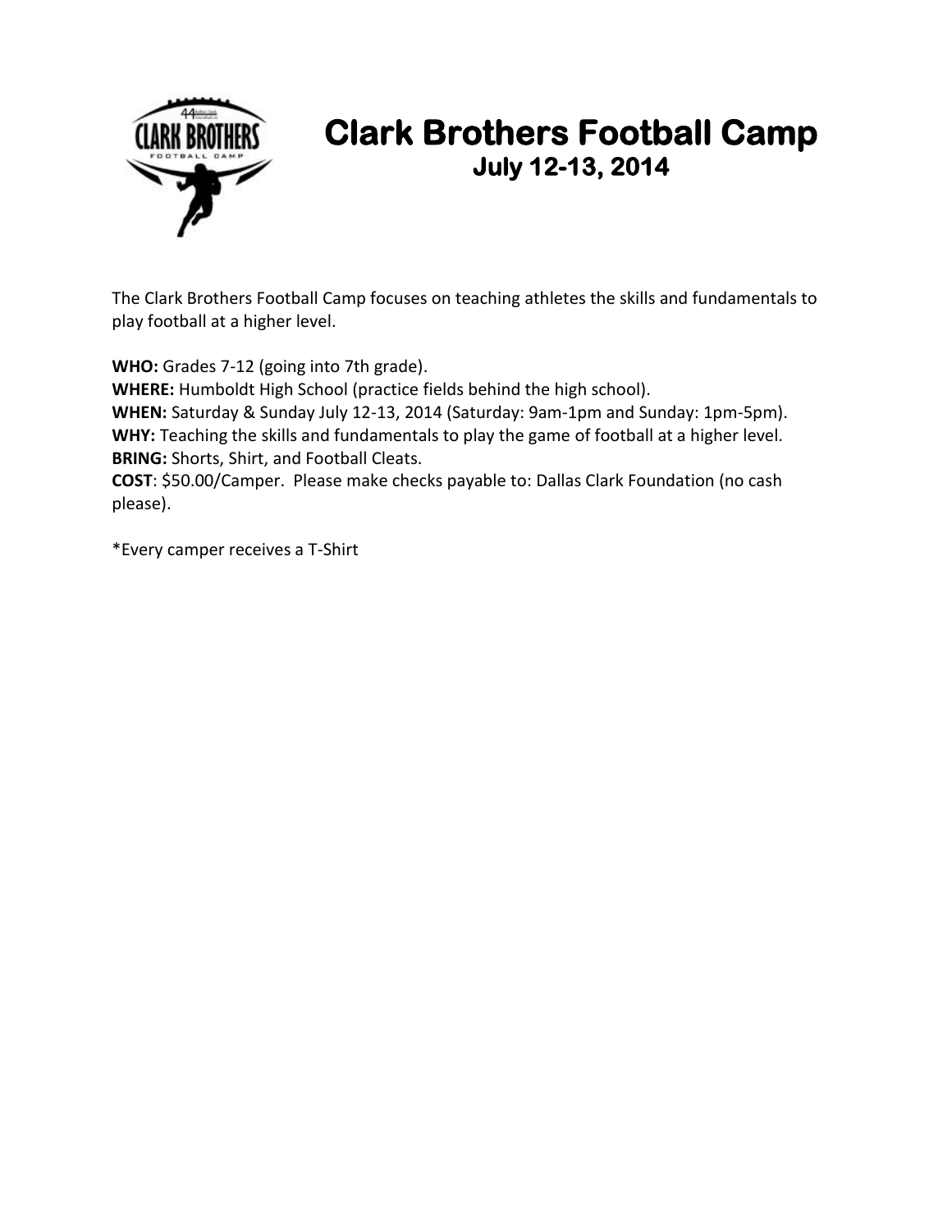# Clark Brothers Football Camp

## July 12-13, 2014

The Clark Brothers Football Camp focuses on teaching athletes the skills and fundamentals to play football at a higher level.

**WHO:** Grades 7-12 (going into 7th grade).
**WHERE:** Humboldt High School (practice fields behind the high school).
**WHEN:** Saturday & Sunday July 12-13, 2014 (Saturday: 9am-1pm and Sunday: 1pm-5pm).
**WHY:** Teaching the skills and fundamentals to play the game of football at a higher level.
**BRING:** Shorts, Shirt, and Football Cleats.
**COST**: $50.00/Camper. Please make checks payable to: Dallas Clark Foundation (no cash please).

*Every camper receives a T-Shirt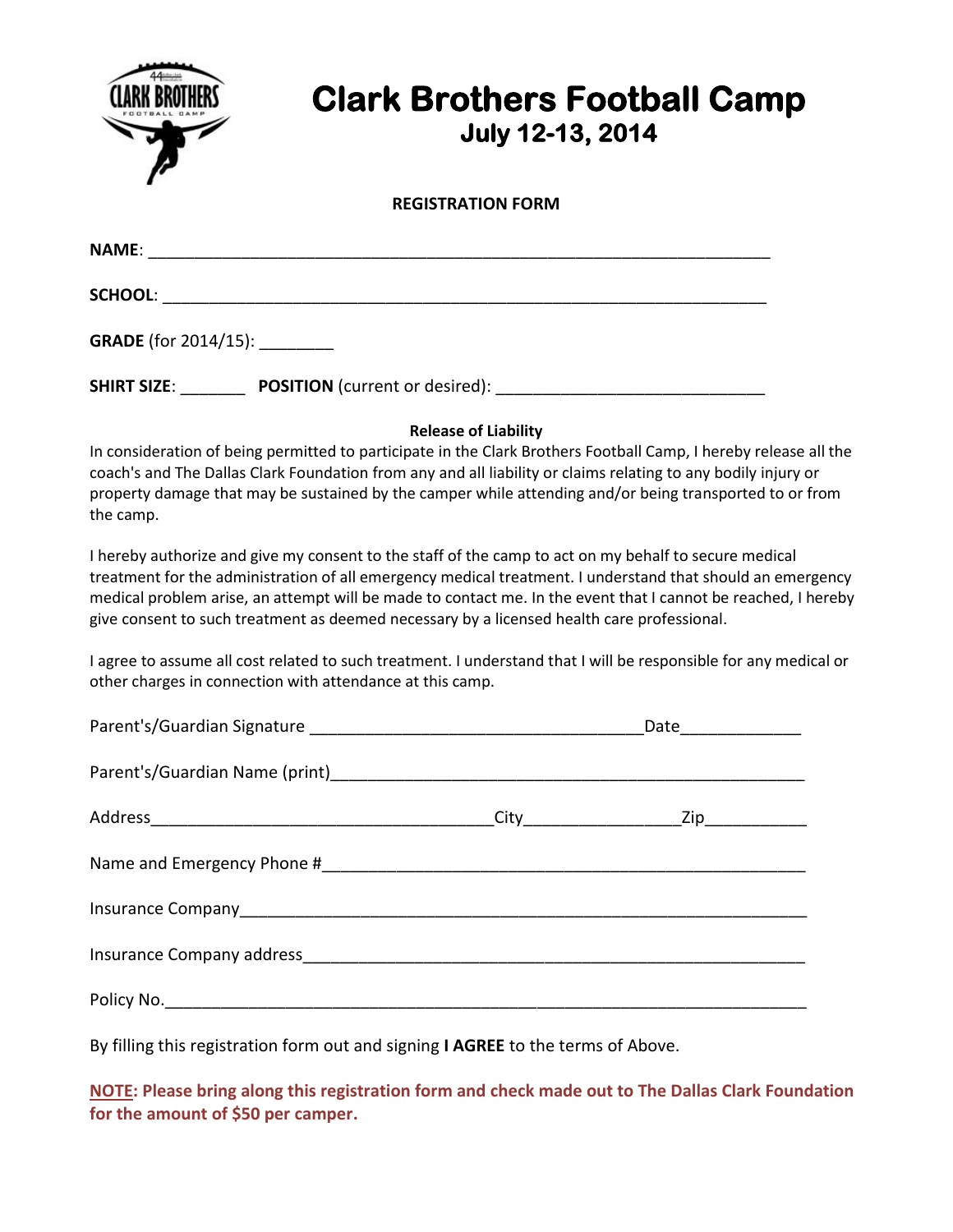# Clark Brothers Football Camp

## July 12-13, 2014

**REGISTRATION FORM**

**NAME**: ____________________________________________________________________

**SCHOOL**: __________________________________________________________________

**GRADE** (for 2014/15): ________

**SHIRT SIZE**: _______ **POSITION** (current or desired): ____________________________

**Release of Liability**

In consideration of being permitted to participate in the Clark Brothers Football Camp, I hereby release all the coach's and The Dallas Clark Foundation from any and all liability or claims relating to any bodily injury or property damage that may be sustained by the camper while attending and/or being transported to or from the camp.

I hereby authorize and give my consent to the staff of the camp to act on my behalf to secure medical treatment for the administration of all emergency medical treatment. I understand that should an emergency medical problem arise, an attempt will be made to contact me. In the event that I cannot be reached, I hereby give consent to such treatment as deemed necessary by a licensed health care professional.

I agree to assume all cost related to such treatment. I understand that I will be responsible for any medical or other charges in connection with attendance at this camp.

Parent's/Guardian Signature ____________________________________Date_____________

Parent's/Guardian Name (print)____________________________________________________

Address_____________________________________City________________Zip___________

Name and Emergency Phone #_____________________________________________________

Insurance Company_____________________________________________________________

Insurance Company address______________________________________________________

Policy No.____________________________________________________________________

By filling this registration form out and signing **I AGREE** to the terms of Above.

**NOTE: Please bring along this registration form and check made out to The Dallas Clark Foundation for the amount of $50 per camper.**